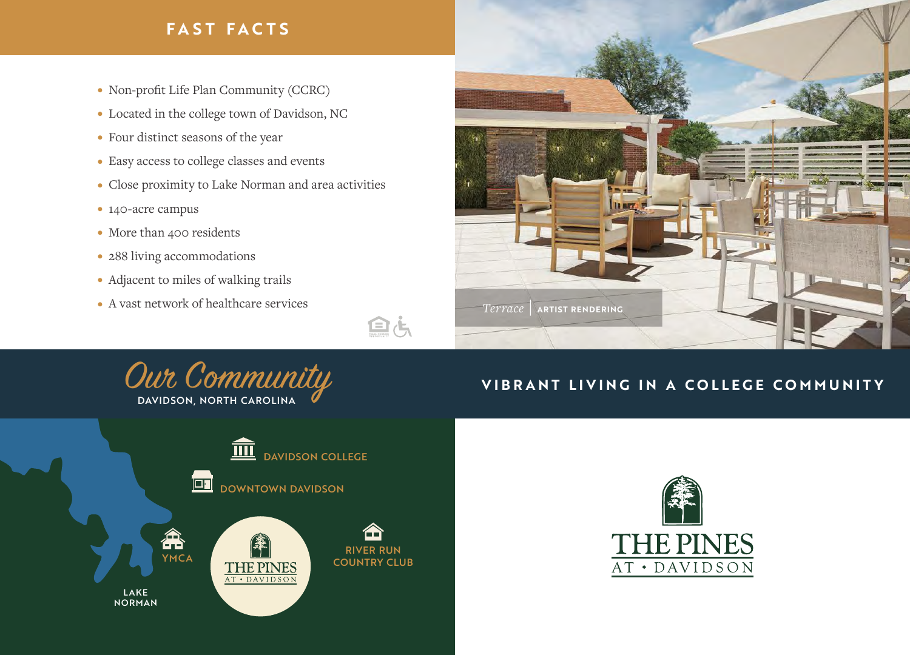## FAST FACTS

- Non-profit Life Plan Community (CCRC)
- Located in the college town of Davidson, NC
- Four distinct seasons of the year
- Easy access to college classes and events
- Close proximity to Lake Norman and area activities
- 140-acre campus
- More than 400 residents
- 288 living accommodations
- Adjacent to miles of walking trails
- A vast network of healthcare services

*Terrace* | ARTIST RENDERING

# Our Community

DAVIDSON, NORTH CAROLINA

## VIBRANT LIVING IN A COLLEGE COMMUNITY

DAVIDSON COLLEGE

DOWNTOWN DAVIDSON

YMCA

THE PINES AT • DAVIDSON

RIVER RUN COUNTRY CLUB

LAKE NORMAN

THE PINES AT • DAVIDSON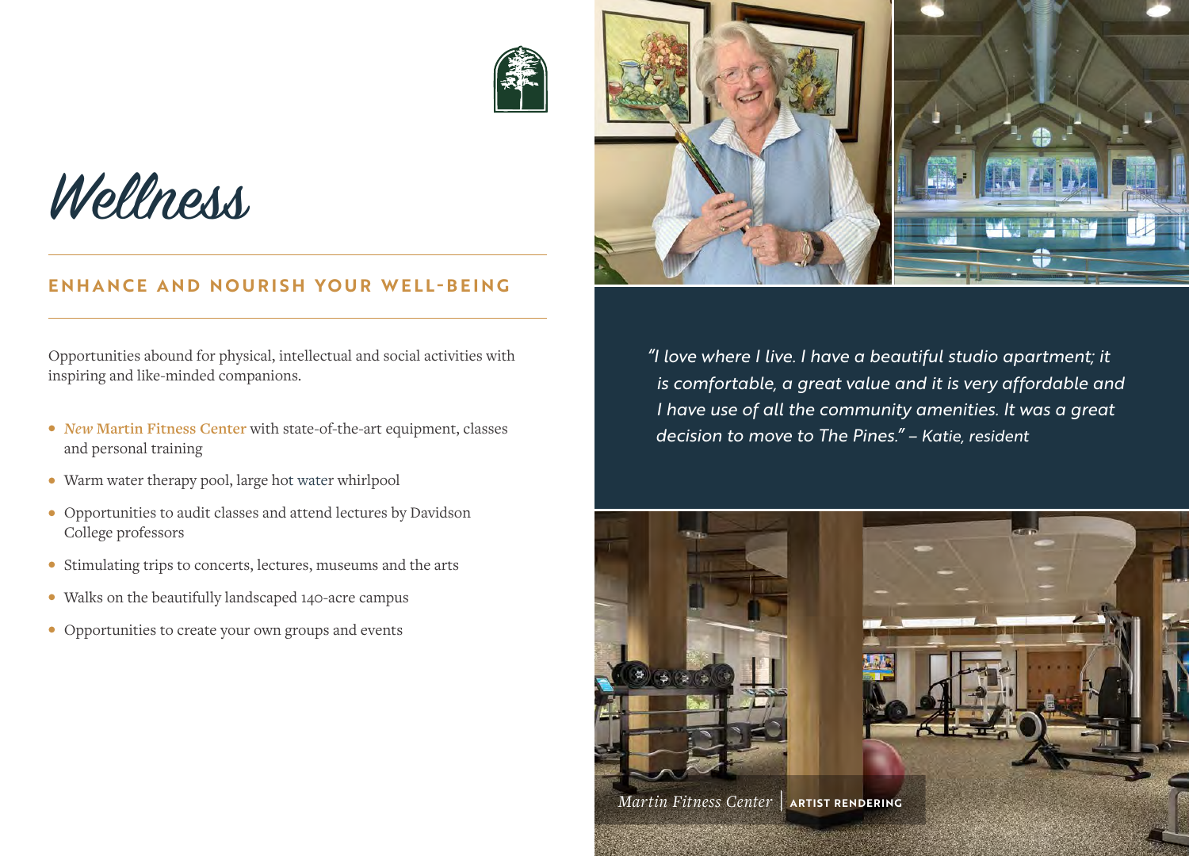# Wellness

## ENHANCE AND NOURISH YOUR WELL-BEING

Opportunities abound for physical, intellectual and social activities with inspiring and like-minded companions.

- *New* Martin Fitness Center with state-of-the-art equipment, classes and personal training
- Warm water therapy pool, large hot water whirlpool
- Opportunities to audit classes and attend lectures by Davidson College professors
- Stimulating trips to concerts, lectures, museums and the arts
- Walks on the beautifully landscaped 140-acre campus
- Opportunities to create your own groups and events

*"I love where I live. I have a beautiful studio apartment; it is comfortable, a great value and it is very affordable and I have use of all the community amenities. It was a great decision to move to The Pines." – Katie, resident*

*Martin Fitness Center* | ARTIST RENDERING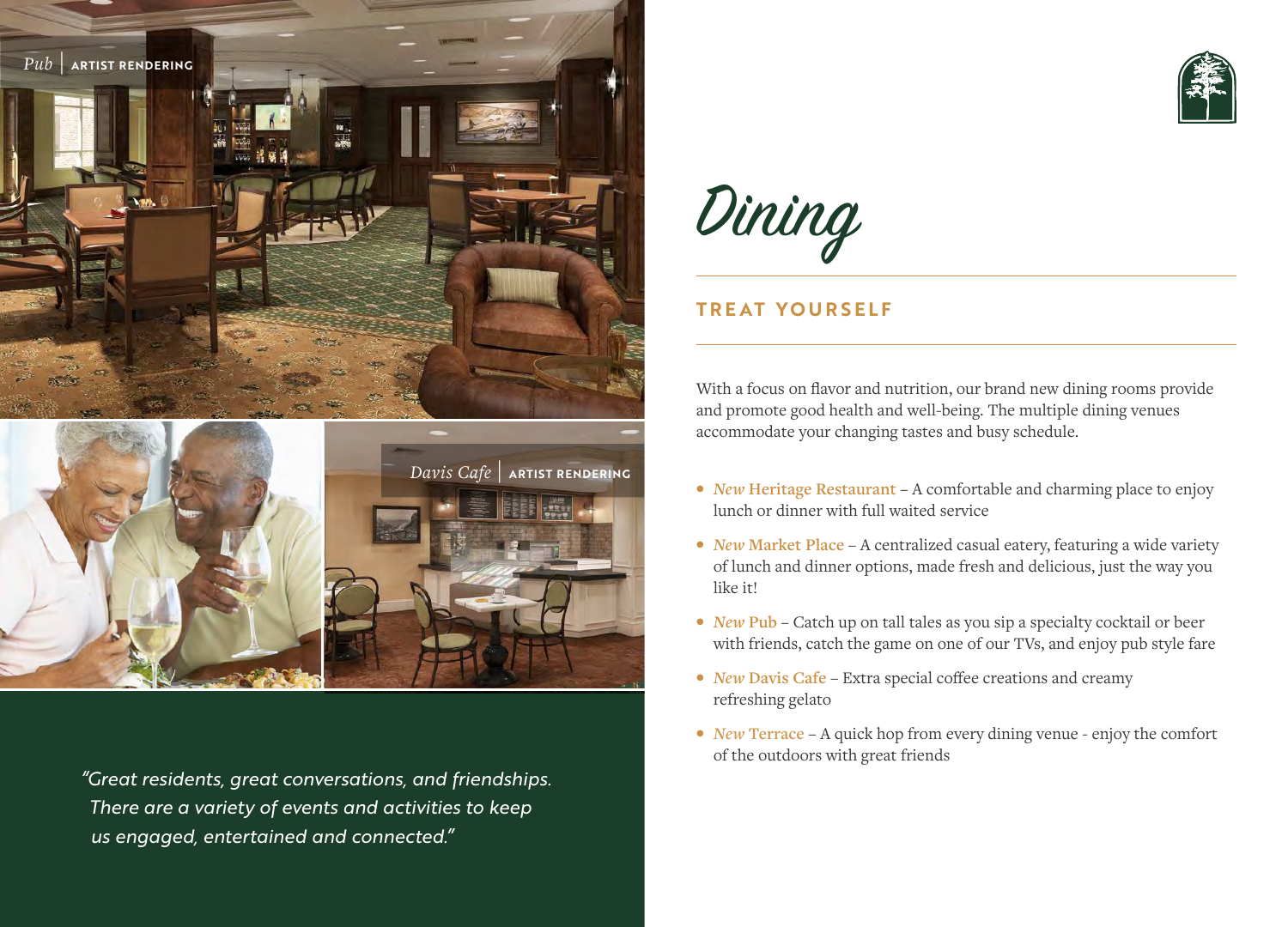Pub | ARTIST RENDERING

Davis Cafe | ARTIST RENDERING

*"Great residents, great conversations, and friendships. There are a variety of events and activities to keep us engaged, entertained and connected."*

# Dining

## TREAT YOURSELF

With a focus on flavor and nutrition, our brand new dining rooms provide and promote good health and well-being. The multiple dining venues accommodate your changing tastes and busy schedule.

- ***New* Heritage Restaurant** – A comfortable and charming place to enjoy lunch or dinner with full waited service
- ***New* Market Place** – A centralized casual eatery, featuring a wide variety of lunch and dinner options, made fresh and delicious, just the way you like it!
- ***New* Pub** – Catch up on tall tales as you sip a specialty cocktail or beer with friends, catch the game on one of our TVs, and enjoy pub style fare
- ***New* Davis Cafe** – Extra special coffee creations and creamy refreshing gelato
- ***New* Terrace** – A quick hop from every dining venue - enjoy the comfort of the outdoors with great friends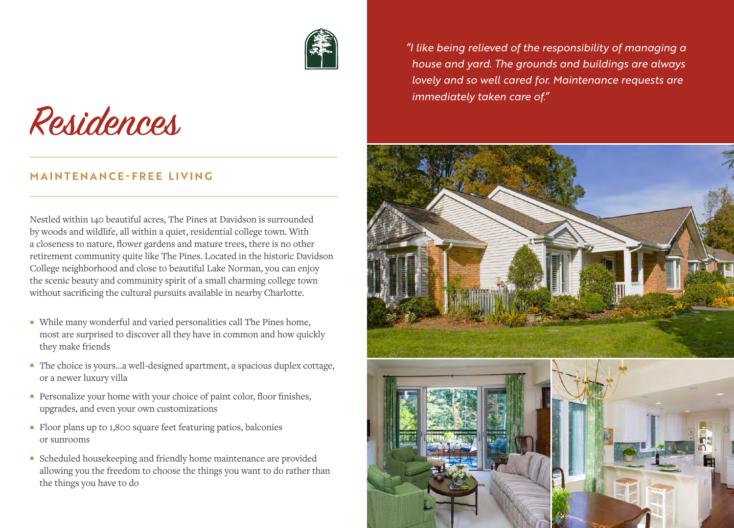# Residences

## MAINTENANCE-FREE LIVING

Nestled within 140 beautiful acres, The Pines at Davidson is surrounded by woods and wildlife, all within a quiet, residential college town. With a closeness to nature, flower gardens and mature trees, there is no other retirement community quite like The Pines. Located in the historic Davidson College neighborhood and close to beautiful Lake Norman, you can enjoy the scenic beauty and community spirit of a small charming college town without sacrificing the cultural pursuits available in nearby Charlotte.

- While many wonderful and varied personalities call The Pines home, most are surprised to discover all they have in common and how quickly they make friends
- The choice is yours...a well-designed apartment, a spacious duplex cottage, or a newer luxury villa
- Personalize your home with your choice of paint color, floor finishes, upgrades, and even your own customizations
- Floor plans up to 1,800 square feet featuring patios, balconies or sunrooms
- Scheduled housekeeping and friendly home maintenance are provided allowing you the freedom to choose the things you want to do rather than the things you have to do

*"I like being relieved of the responsibility of managing a house and yard. The grounds and buildings are always lovely and so well cared for. Maintenance requests are immediately taken care of."*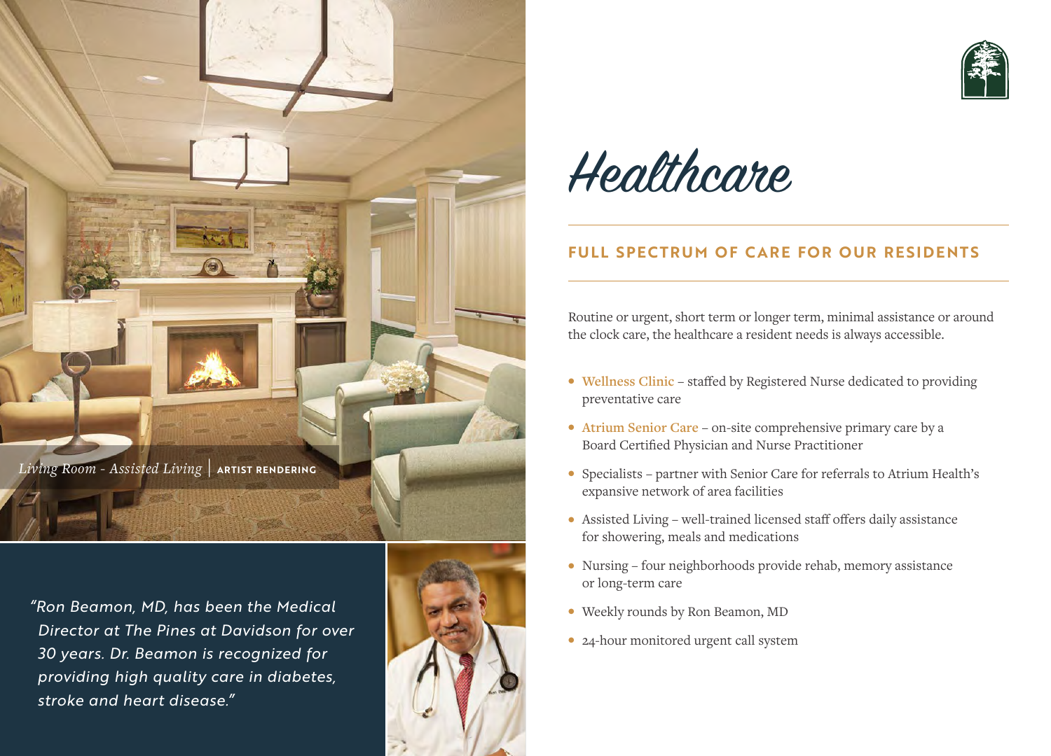# Healthcare

## FULL SPECTRUM OF CARE FOR OUR RESIDENTS

Routine or urgent, short term or longer term, minimal assistance or around the clock care, the healthcare a resident needs is always accessible.

- **Wellness Clinic** – staffed by Registered Nurse dedicated to providing preventative care
- **Atrium Senior Care** – on-site comprehensive primary care by a Board Certified Physician and Nurse Practitioner
- Specialists – partner with Senior Care for referrals to Atrium Health's expansive network of area facilities
- Assisted Living – well-trained licensed staff offers daily assistance for showering, meals and medications
- Nursing – four neighborhoods provide rehab, memory assistance or long-term care
- Weekly rounds by Ron Beamon, MD
- 24-hour monitored urgent call system

*Living Room - Assisted Living* | ARTIST RENDERING

*"Ron Beamon, MD, has been the Medical Director at The Pines at Davidson for over 30 years. Dr. Beamon is recognized for providing high quality care in diabetes, stroke and heart disease."*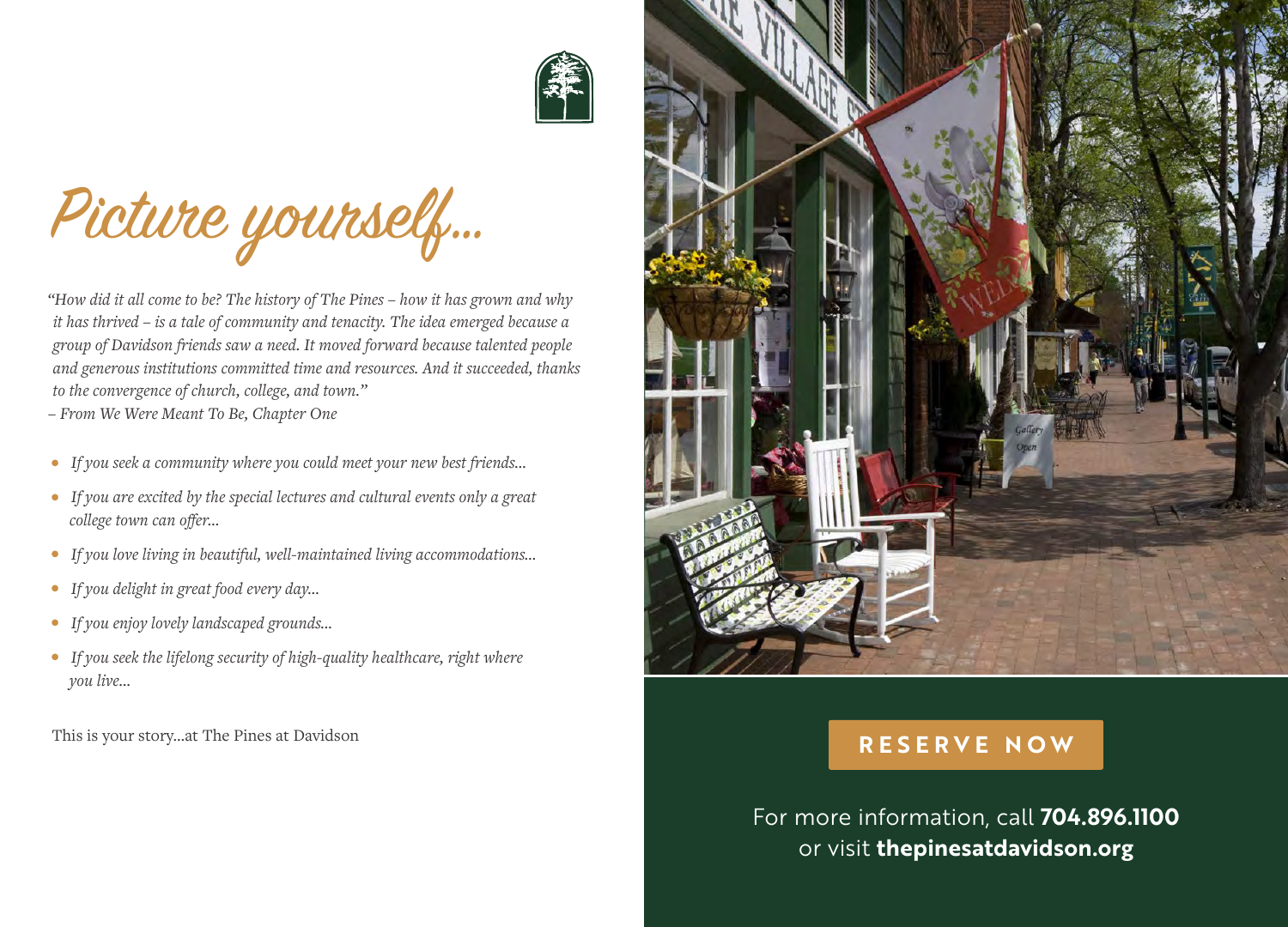# *Picture yourself...*

*"How did it all come to be? The history of The Pines – how it has grown and why it has thrived – is a tale of community and tenacity. The idea emerged because a group of Davidson friends saw a need. It moved forward because talented people and generous institutions committed time and resources. And it succeeded, thanks to the convergence of church, college, and town."*
*– From We Were Meant To Be, Chapter One*

- *If you seek a community where you could meet your new best friends...*
- *If you are excited by the special lectures and cultural events only a great college town can offer...*
- *If you love living in beautiful, well-maintained living accommodations...*
- *If you delight in great food every day...*
- *If you enjoy lovely landscaped grounds...*
- *If you seek the lifelong security of high-quality healthcare, right where you live...*

This is your story...at The Pines at Davidson

**RESERVE NOW**

For more information, call **704.896.1100** or visit **thepinesatdavidson.org**